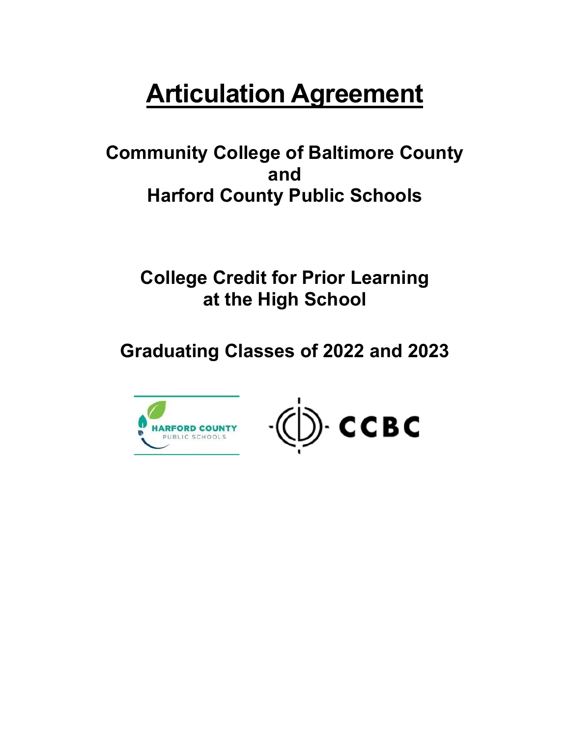# Articulation Agreement

## Community College of Baltimore County
## and
## Harford County Public Schools

## College Credit for Prior Learning at the High School

## Graduating Classes of 2022 and 2023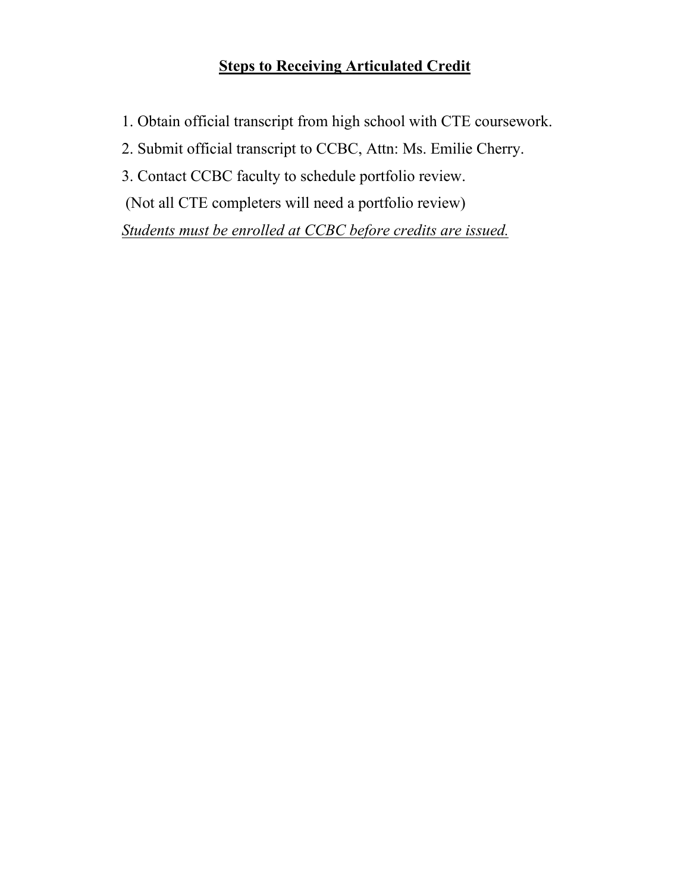# **Steps to Receiving Articulated Credit**

1. Obtain official transcript from high school with CTE coursework.
2. Submit official transcript to CCBC, Attn: Ms. Emilie Cherry.
3. Contact CCBC faculty to schedule portfolio review.

(Not all CTE completers will need a portfolio review)

*Students must be enrolled at CCBC before credits are issued.*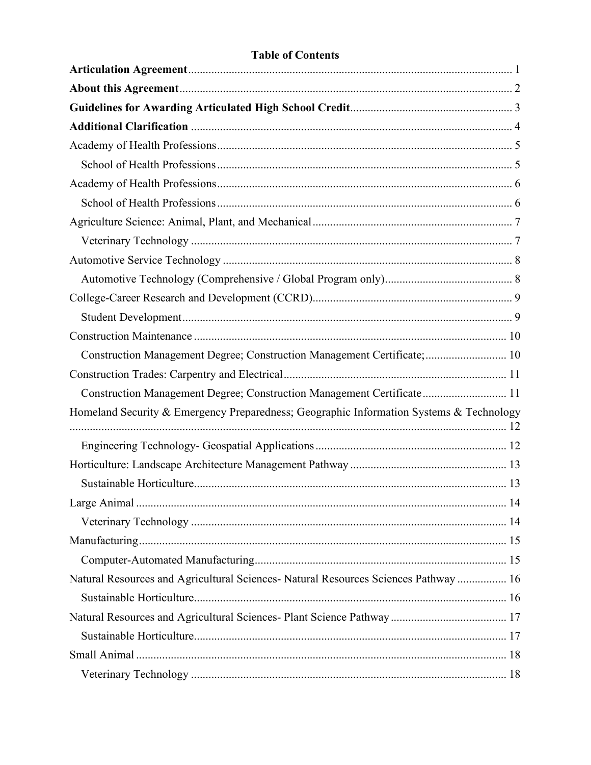# Table of Contents

**Articulation Agreement** ............ 1

**About this Agreement** ............ 2

**Guidelines for Awarding Articulated High School Credit** ............ 3

**Additional Clarification** ............ 4

Academy of Health Professions ............ 5

- School of Health Professions ............ 5

Academy of Health Professions ............ 6

- School of Health Professions ............ 6

Agriculture Science: Animal, Plant, and Mechanical ............ 7

- Veterinary Technology ............ 7

Automotive Service Technology ............ 8

- Automotive Technology (Comprehensive / Global Program only) ............ 8

College-Career Research and Development (CCRD) ............ 9

- Student Development ............ 9

Construction Maintenance ............ 10

- Construction Management Degree; Construction Management Certificate; ............ 10

Construction Trades: Carpentry and Electrical ............ 11

- Construction Management Degree; Construction Management Certificate ............ 11

Homeland Security & Emergency Preparedness; Geographic Information Systems & Technology ............ 12

- Engineering Technology- Geospatial Applications ............ 12

Horticulture: Landscape Architecture Management Pathway ............ 13

- Sustainable Horticulture ............ 13

Large Animal ............ 14

- Veterinary Technology ............ 14

Manufacturing ............ 15

- Computer-Automated Manufacturing ............ 15

Natural Resources and Agricultural Sciences- Natural Resources Sciences Pathway ............ 16

- Sustainable Horticulture ............ 16

Natural Resources and Agricultural Sciences- Plant Science Pathway ............ 17

- Sustainable Horticulture ............ 17

Small Animal ............ 18

- Veterinary Technology ............ 18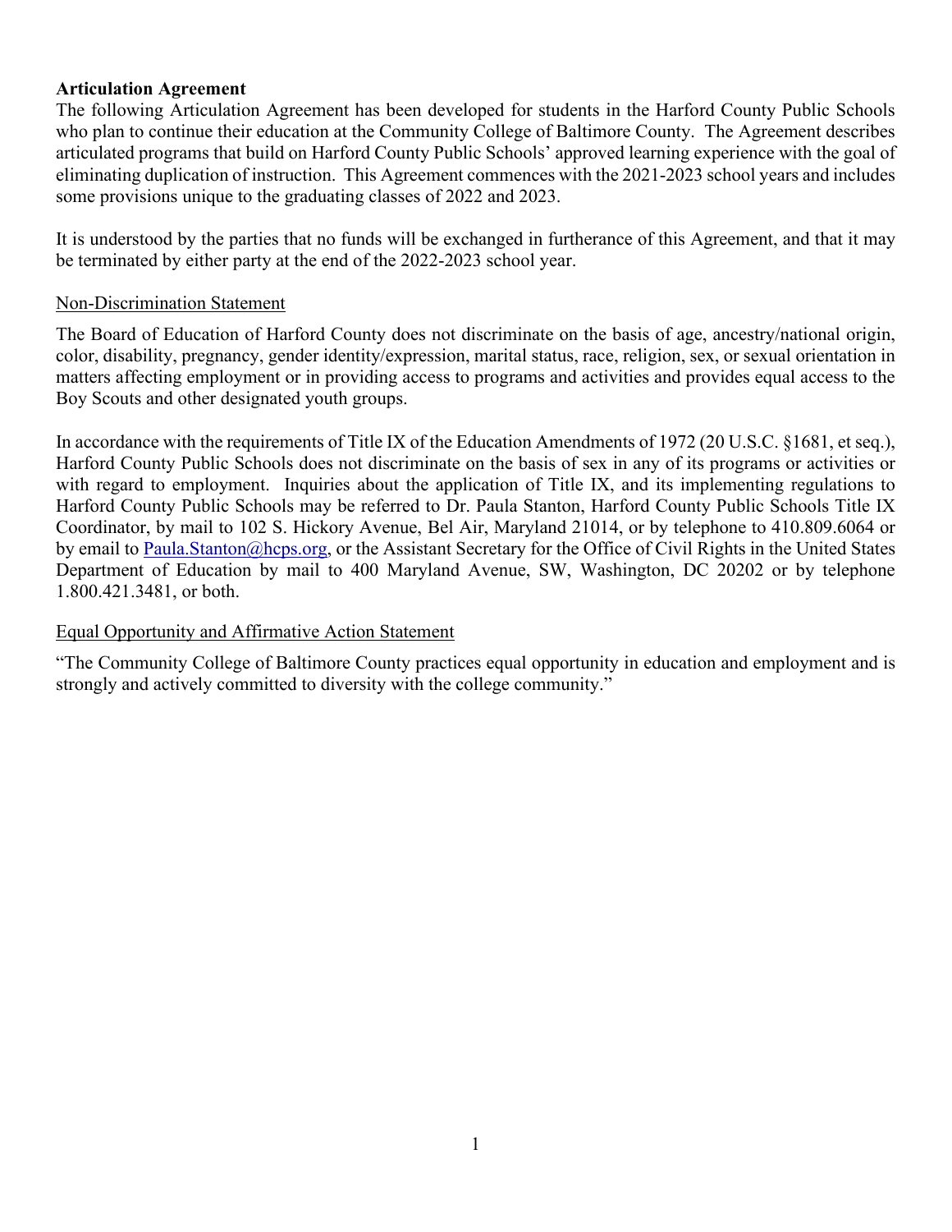**Articulation Agreement**

The following Articulation Agreement has been developed for students in the Harford County Public Schools who plan to continue their education at the Community College of Baltimore County. The Agreement describes articulated programs that build on Harford County Public Schools' approved learning experience with the goal of eliminating duplication of instruction. This Agreement commences with the 2021-2023 school years and includes some provisions unique to the graduating classes of 2022 and 2023.

It is understood by the parties that no funds will be exchanged in furtherance of this Agreement, and that it may be terminated by either party at the end of the 2022-2023 school year.

Non-Discrimination Statement

The Board of Education of Harford County does not discriminate on the basis of age, ancestry/national origin, color, disability, pregnancy, gender identity/expression, marital status, race, religion, sex, or sexual orientation in matters affecting employment or in providing access to programs and activities and provides equal access to the Boy Scouts and other designated youth groups.

In accordance with the requirements of Title IX of the Education Amendments of 1972 (20 U.S.C. §1681, et seq.), Harford County Public Schools does not discriminate on the basis of sex in any of its programs or activities or with regard to employment. Inquiries about the application of Title IX, and its implementing regulations to Harford County Public Schools may be referred to Dr. Paula Stanton, Harford County Public Schools Title IX Coordinator, by mail to 102 S. Hickory Avenue, Bel Air, Maryland 21014, or by telephone to 410.809.6064 or by email to Paula.Stanton@hcps.org, or the Assistant Secretary for the Office of Civil Rights in the United States Department of Education by mail to 400 Maryland Avenue, SW, Washington, DC 20202 or by telephone 1.800.421.3481, or both.

Equal Opportunity and Affirmative Action Statement

"The Community College of Baltimore County practices equal opportunity in education and employment and is strongly and actively committed to diversity with the college community."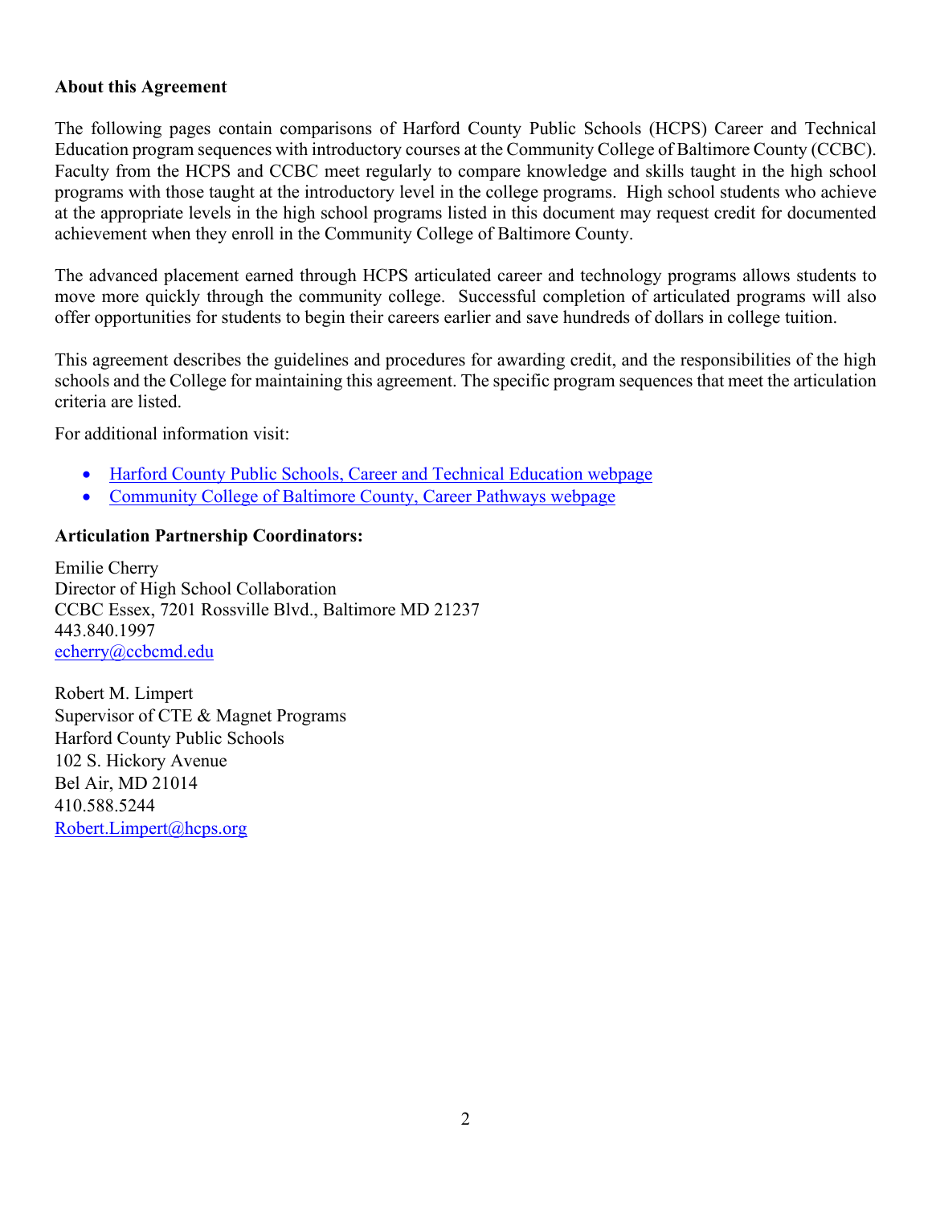**About this Agreement**

The following pages contain comparisons of Harford County Public Schools (HCPS) Career and Technical Education program sequences with introductory courses at the Community College of Baltimore County (CCBC). Faculty from the HCPS and CCBC meet regularly to compare knowledge and skills taught in the high school programs with those taught at the introductory level in the college programs. High school students who achieve at the appropriate levels in the high school programs listed in this document may request credit for documented achievement when they enroll in the Community College of Baltimore County.

The advanced placement earned through HCPS articulated career and technology programs allows students to move more quickly through the community college. Successful completion of articulated programs will also offer opportunities for students to begin their careers earlier and save hundreds of dollars in college tuition.

This agreement describes the guidelines and procedures for awarding credit, and the responsibilities of the high schools and the College for maintaining this agreement. The specific program sequences that meet the articulation criteria are listed.

For additional information visit:

- Harford County Public Schools, Career and Technical Education webpage
- Community College of Baltimore County, Career Pathways webpage

**Articulation Partnership Coordinators:**

Emilie Cherry
Director of High School Collaboration
CCBC Essex, 7201 Rossville Blvd., Baltimore MD 21237
443.840.1997
echerry@ccbcmd.edu

Robert M. Limpert
Supervisor of CTE & Magnet Programs
Harford County Public Schools
102 S. Hickory Avenue
Bel Air, MD 21014
410.588.5244
Robert.Limpert@hcps.org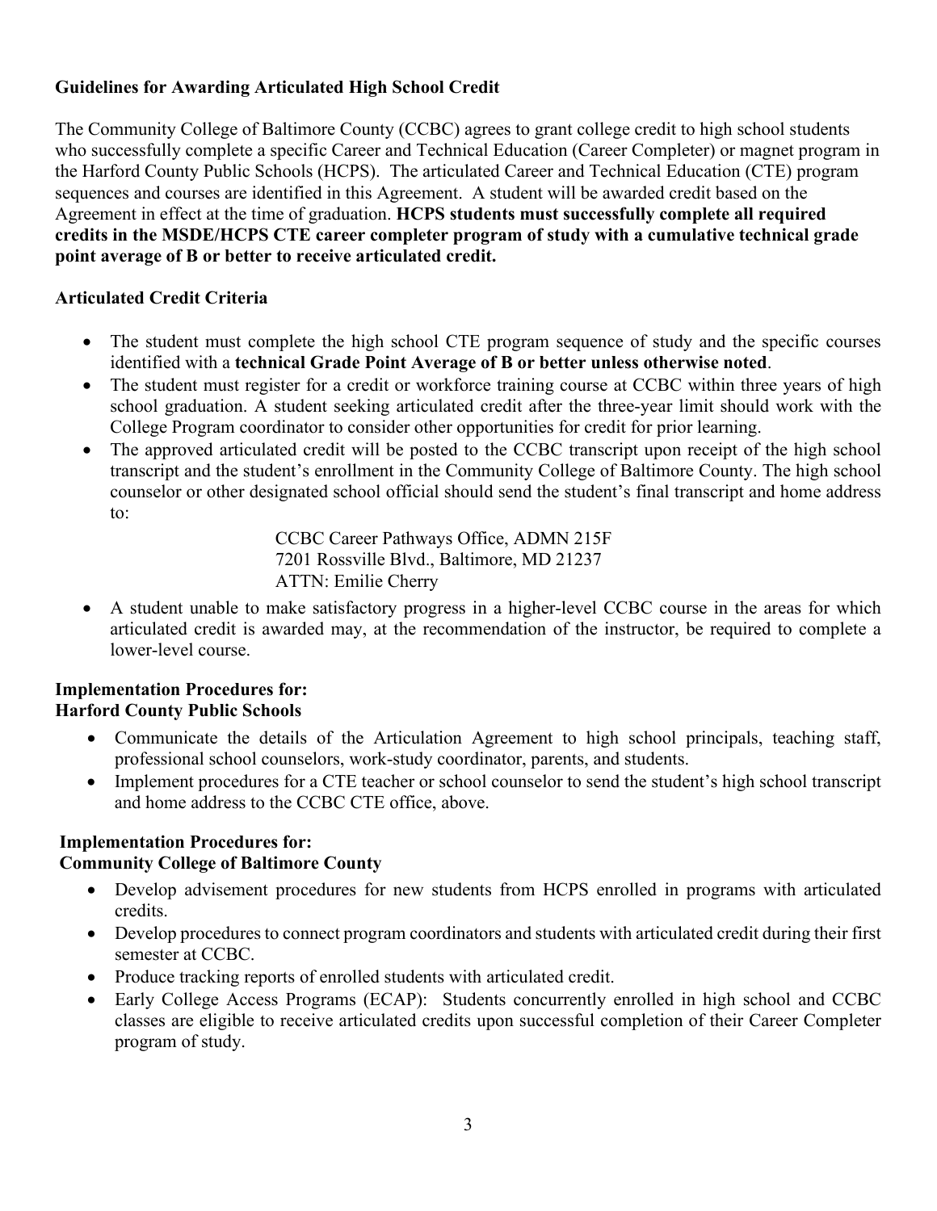**Guidelines for Awarding Articulated High School Credit**

The Community College of Baltimore County (CCBC) agrees to grant college credit to high school students who successfully complete a specific Career and Technical Education (Career Completer) or magnet program in the Harford County Public Schools (HCPS). The articulated Career and Technical Education (CTE) program sequences and courses are identified in this Agreement. A student will be awarded credit based on the Agreement in effect at the time of graduation. **HCPS students must successfully complete all required credits in the MSDE/HCPS CTE career completer program of study with a cumulative technical grade point average of B or better to receive articulated credit.**

**Articulated Credit Criteria**

- The student must complete the high school CTE program sequence of study and the specific courses identified with a **technical Grade Point Average of B or better unless otherwise noted**.
- The student must register for a credit or workforce training course at CCBC within three years of high school graduation. A student seeking articulated credit after the three-year limit should work with the College Program coordinator to consider other opportunities for credit for prior learning.
- The approved articulated credit will be posted to the CCBC transcript upon receipt of the high school transcript and the student's enrollment in the Community College of Baltimore County. The high school counselor or other designated school official should send the student's final transcript and home address to:

  CCBC Career Pathways Office, ADMN 215F
  7201 Rossville Blvd., Baltimore, MD 21237
  ATTN: Emilie Cherry

- A student unable to make satisfactory progress in a higher-level CCBC course in the areas for which articulated credit is awarded may, at the recommendation of the instructor, be required to complete a lower-level course.

**Implementation Procedures for:**
**Harford County Public Schools**

- Communicate the details of the Articulation Agreement to high school principals, teaching staff, professional school counselors, work-study coordinator, parents, and students.
- Implement procedures for a CTE teacher or school counselor to send the student's high school transcript and home address to the CCBC CTE office, above.

**Implementation Procedures for:**
**Community College of Baltimore County**

- Develop advisement procedures for new students from HCPS enrolled in programs with articulated credits.
- Develop procedures to connect program coordinators and students with articulated credit during their first semester at CCBC.
- Produce tracking reports of enrolled students with articulated credit.
- Early College Access Programs (ECAP): Students concurrently enrolled in high school and CCBC classes are eligible to receive articulated credits upon successful completion of their Career Completer program of study.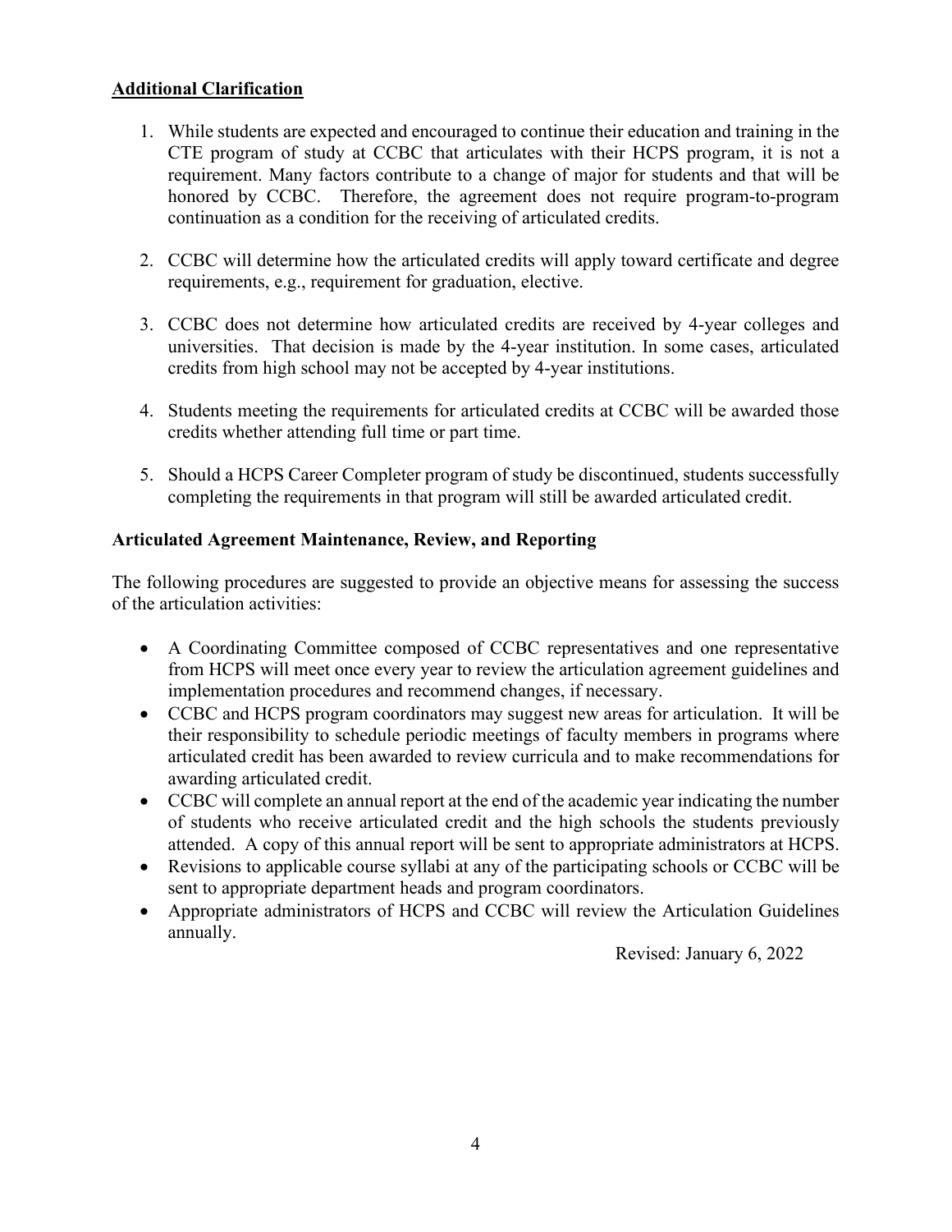**Additional Clarification**

1. While students are expected and encouraged to continue their education and training in the CTE program of study at CCBC that articulates with their HCPS program, it is not a requirement. Many factors contribute to a change of major for students and that will be honored by CCBC. Therefore, the agreement does not require program-to-program continuation as a condition for the receiving of articulated credits.

2. CCBC will determine how the articulated credits will apply toward certificate and degree requirements, e.g., requirement for graduation, elective.

3. CCBC does not determine how articulated credits are received by 4-year colleges and universities. That decision is made by the 4-year institution. In some cases, articulated credits from high school may not be accepted by 4-year institutions.

4. Students meeting the requirements for articulated credits at CCBC will be awarded those credits whether attending full time or part time.

5. Should a HCPS Career Completer program of study be discontinued, students successfully completing the requirements in that program will still be awarded articulated credit.

**Articulated Agreement Maintenance, Review, and Reporting**

The following procedures are suggested to provide an objective means for assessing the success of the articulation activities:

- A Coordinating Committee composed of CCBC representatives and one representative from HCPS will meet once every year to review the articulation agreement guidelines and implementation procedures and recommend changes, if necessary.
- CCBC and HCPS program coordinators may suggest new areas for articulation. It will be their responsibility to schedule periodic meetings of faculty members in programs where articulated credit has been awarded to review curricula and to make recommendations for awarding articulated credit.
- CCBC will complete an annual report at the end of the academic year indicating the number of students who receive articulated credit and the high schools the students previously attended. A copy of this annual report will be sent to appropriate administrators at HCPS.
- Revisions to applicable course syllabi at any of the participating schools or CCBC will be sent to appropriate department heads and program coordinators.
- Appropriate administrators of HCPS and CCBC will review the Articulation Guidelines annually.

Revised: January 6, 2022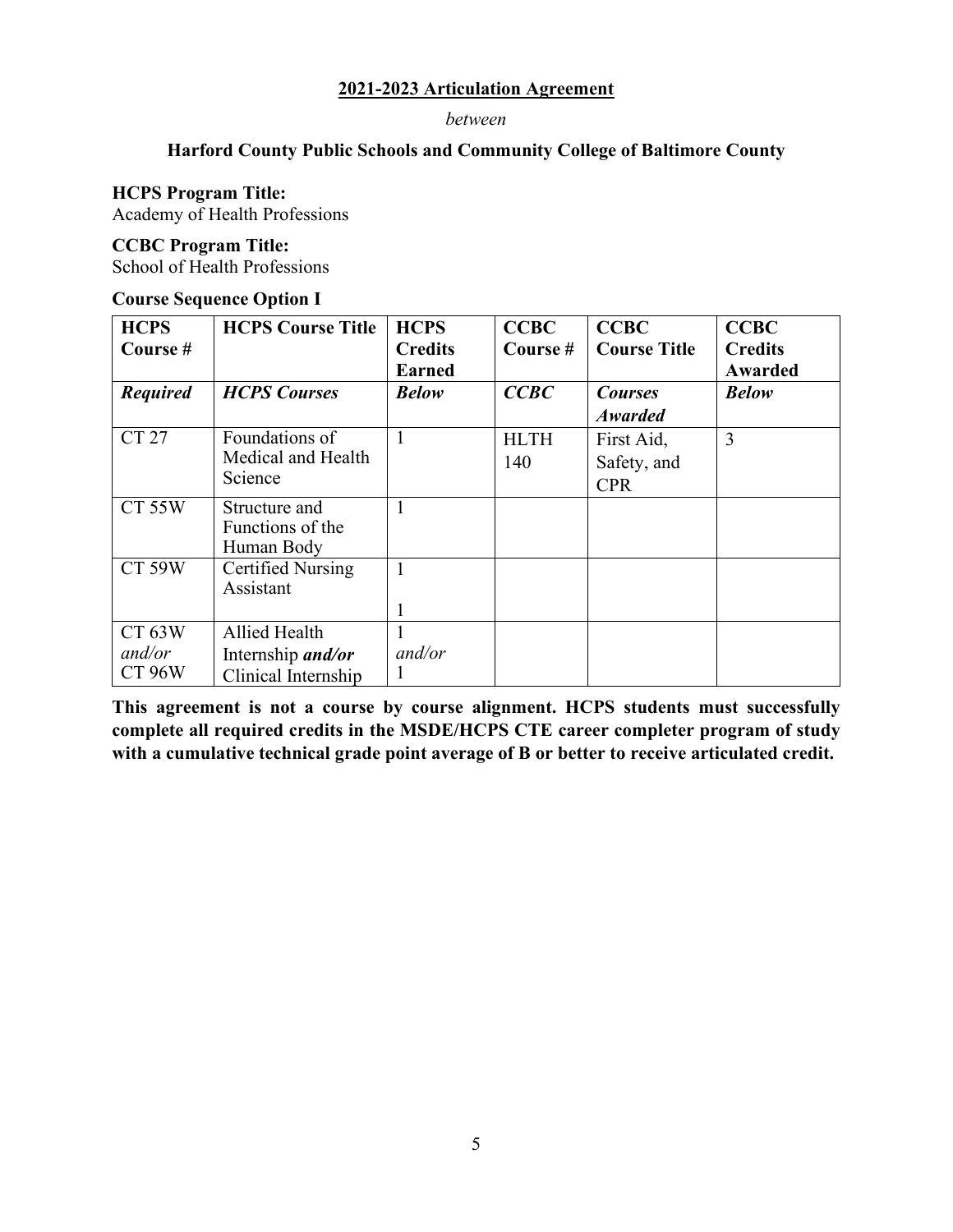**2021-2023 Articulation Agreement**

*between*

**Harford County Public Schools and Community College of Baltimore County**

**HCPS Program Title:**
Academy of Health Professions

**CCBC Program Title:**
School of Health Professions

**Course Sequence Option I**

| HCPS Course # | HCPS Course Title | HCPS Credits Earned | CCBC Course # | CCBC Course Title | CCBC Credits Awarded |
|---|---|---|---|---|---|
| ***Required*** | ***HCPS Courses*** | ***Below*** | ***CCBC*** | ***Courses Awarded*** | ***Below*** |
| CT 27 | Foundations of Medical and Health Science | 1 | HLTH 140 | First Aid, Safety, and CPR | 3 |
| CT 55W | Structure and Functions of the Human Body | 1 | | | |
| CT 59W | Certified Nursing Assistant | 1<br>1 | | | |
| CT 63W *and/or* CT 96W | Allied Health Internship ***and/or*** Clinical Internship | 1 *and/or* 1 | | | |

**This agreement is not a course by course alignment. HCPS students must successfully complete all required credits in the MSDE/HCPS CTE career completer program of study with a cumulative technical grade point average of B or better to receive articulated credit.**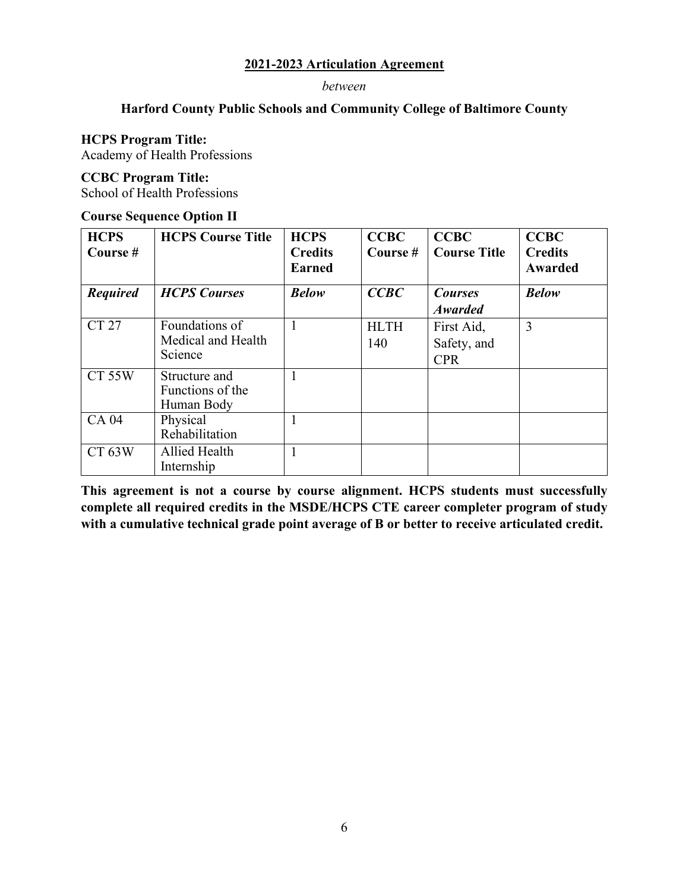**2021-2023 Articulation Agreement**

*between*

**Harford County Public Schools and Community College of Baltimore County**

**HCPS Program Title:**
Academy of Health Professions

**CCBC Program Title:**
School of Health Professions

**Course Sequence Option II**

| HCPS Course # | HCPS Course Title | HCPS Credits Earned | CCBC Course # | CCBC Course Title | CCBC Credits Awarded |
|---|---|---|---|---|---|
| ***Required*** | ***HCPS Courses*** | ***Below*** | ***CCBC*** | ***Courses Awarded*** | ***Below*** |
| CT 27 | Foundations of Medical and Health Science | 1 | HLTH 140 | First Aid, Safety, and CPR | 3 |
| CT 55W | Structure and Functions of the Human Body | 1 | | | |
| CA 04 | Physical Rehabilitation | 1 | | | |
| CT 63W | Allied Health Internship | 1 | | | |

**This agreement is not a course by course alignment. HCPS students must successfully complete all required credits in the MSDE/HCPS CTE career completer program of study with a cumulative technical grade point average of B or better to receive articulated credit.**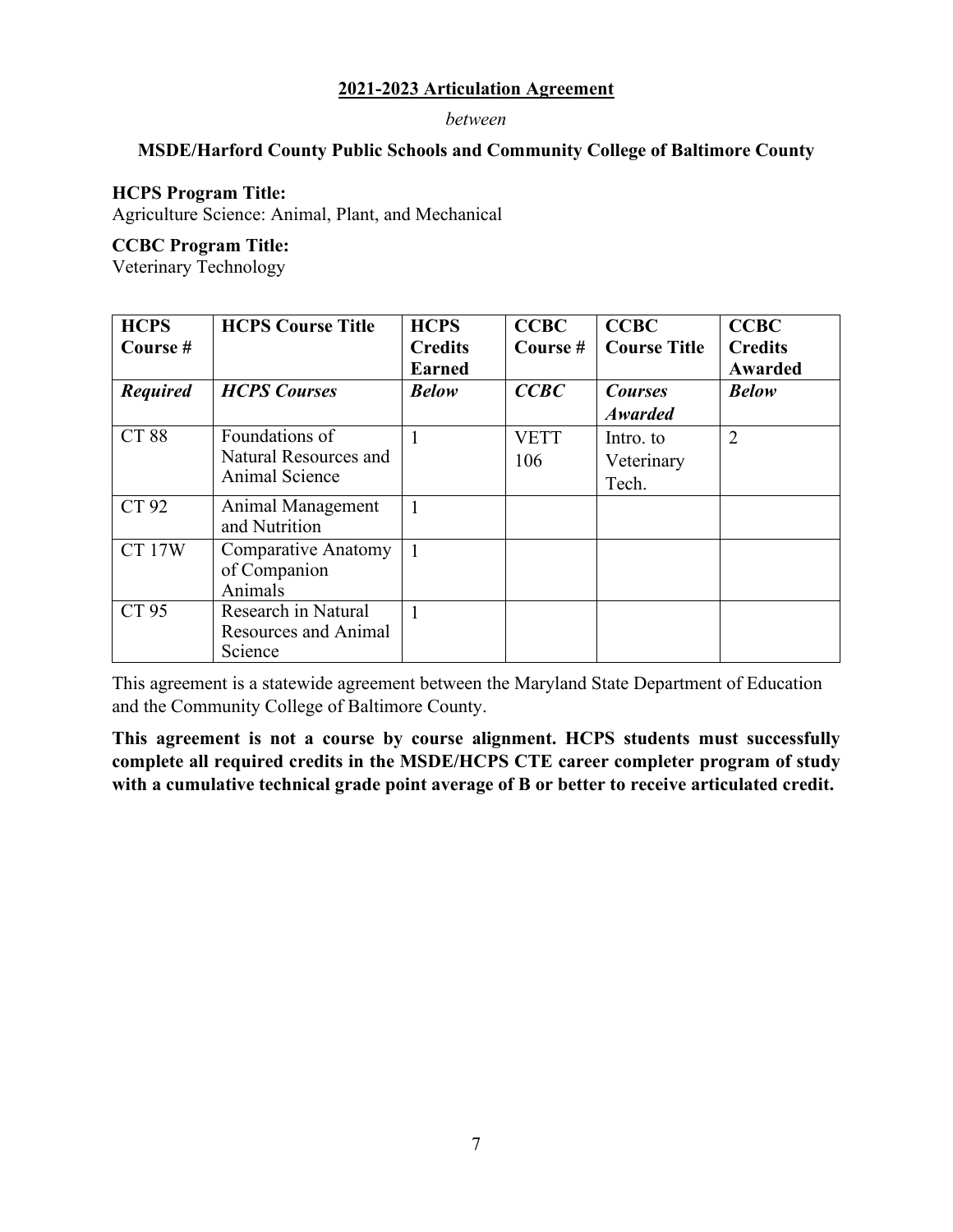## 2021-2023 Articulation Agreement

*between*

**MSDE/Harford County Public Schools and Community College of Baltimore County**

**HCPS Program Title:**
Agriculture Science: Animal, Plant, and Mechanical

**CCBC Program Title:**
Veterinary Technology

| HCPS Course # | HCPS Course Title | HCPS Credits Earned | CCBC Course # | CCBC Course Title | CCBC Credits Awarded |
|---|---|---|---|---|---|
| ***Required*** | ***HCPS Courses*** | ***Below*** | ***CCBC*** | ***Courses Awarded*** | ***Below*** |
| CT 88 | Foundations of Natural Resources and Animal Science | 1 | VETT 106 | Intro. to Veterinary Tech. | 2 |
| CT 92 | Animal Management and Nutrition | 1 | | | |
| CT 17W | Comparative Anatomy of Companion Animals | 1 | | | |
| CT 95 | Research in Natural Resources and Animal Science | 1 | | | |

This agreement is a statewide agreement between the Maryland State Department of Education and the Community College of Baltimore County.

**This agreement is not a course by course alignment. HCPS students must successfully complete all required credits in the MSDE/HCPS CTE career completer program of study with a cumulative technical grade point average of B or better to receive articulated credit.**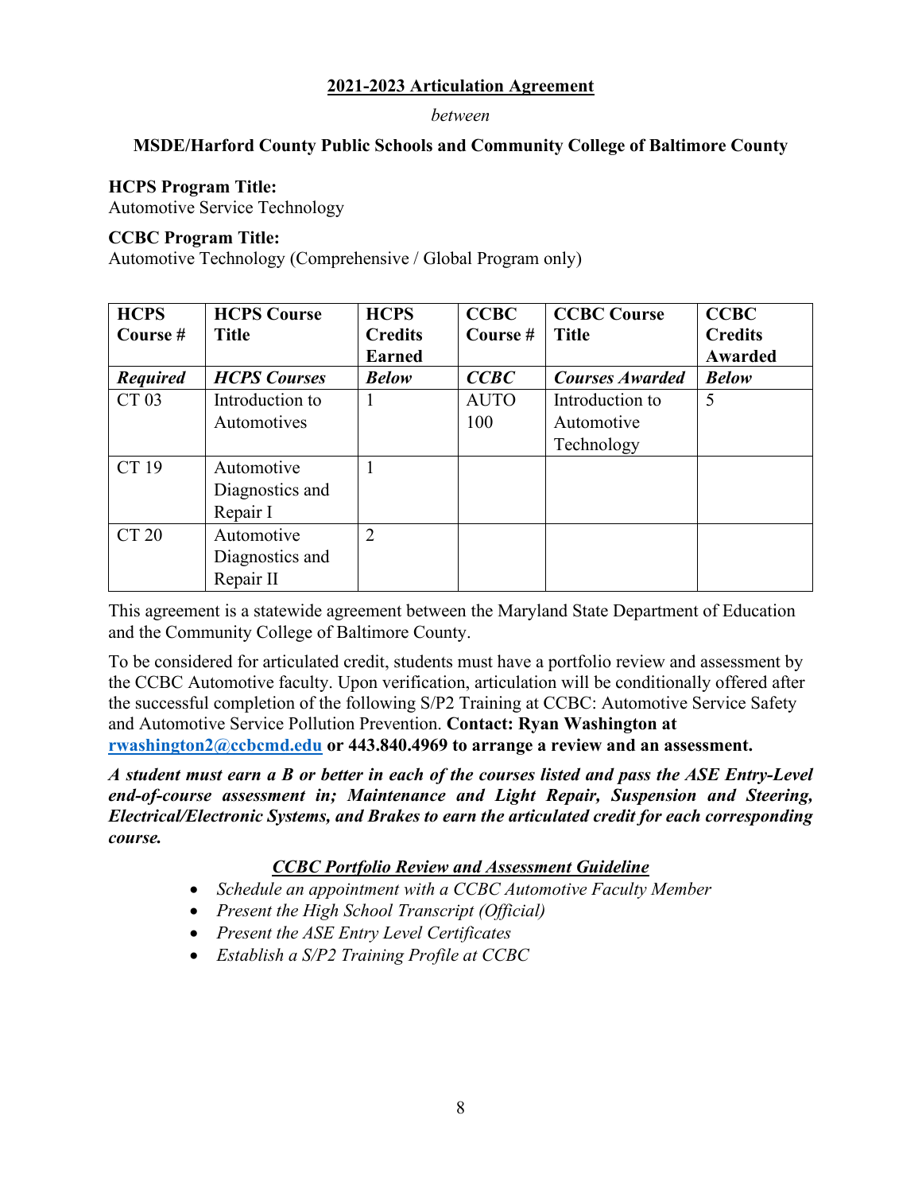**2021-2023 Articulation Agreement**

*between*

**MSDE/Harford County Public Schools and Community College of Baltimore County**

**HCPS Program Title:**
Automotive Service Technology

**CCBC Program Title:**
Automotive Technology (Comprehensive / Global Program only)

| HCPS Course # | HCPS Course Title | HCPS Credits Earned | CCBC Course # | CCBC Course Title | CCBC Credits Awarded |
|---|---|---|---|---|---|
| ***Required*** | ***HCPS Courses*** | ***Below*** | ***CCBC*** | ***Courses Awarded*** | ***Below*** |
| CT 03 | Introduction to Automotives | 1 | AUTO 100 | Introduction to Automotive Technology | 5 |
| CT 19 | Automotive Diagnostics and Repair I | 1 | | | |
| CT 20 | Automotive Diagnostics and Repair II | 2 | | | |

This agreement is a statewide agreement between the Maryland State Department of Education and the Community College of Baltimore County.

To be considered for articulated credit, students must have a portfolio review and assessment by the CCBC Automotive faculty. Upon verification, articulation will be conditionally offered after the successful completion of the following S/P2 Training at CCBC: Automotive Service Safety and Automotive Service Pollution Prevention. **Contact: Ryan Washington at rwashington2@ccbcmd.edu or 443.840.4969 to arrange a review and an assessment.**

***A student must earn a B or better in each of the courses listed and pass the ASE Entry-Level end-of-course assessment in; Maintenance and Light Repair, Suspension and Steering, Electrical/Electronic Systems, and Brakes to earn the articulated credit for each corresponding course.***

***CCBC Portfolio Review and Assessment Guideline***

- *Schedule an appointment with a CCBC Automotive Faculty Member*
- *Present the High School Transcript (Official)*
- *Present the ASE Entry Level Certificates*
- *Establish a S/P2 Training Profile at CCBC*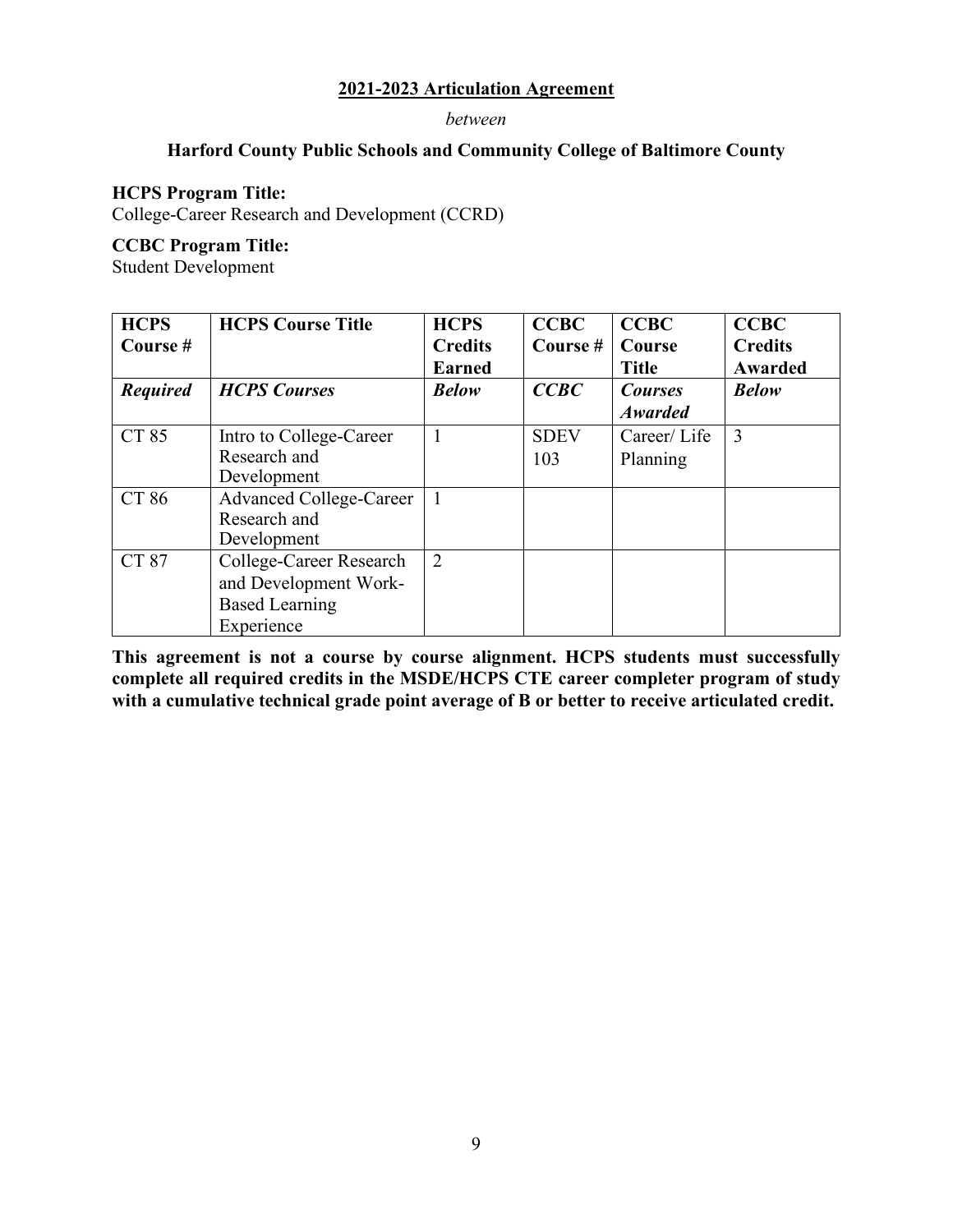**2021-2023 Articulation Agreement**

*between*

**Harford County Public Schools and Community College of Baltimore County**

**HCPS Program Title:**
College-Career Research and Development (CCRD)

**CCBC Program Title:**
Student Development

| **HCPS Course #** | **HCPS Course Title** | **HCPS Credits Earned** | **CCBC Course #** | **CCBC Course Title** | **CCBC Credits Awarded** |
|---|---|---|---|---|---|
| ***Required*** | ***HCPS Courses*** | ***Below*** | ***CCBC*** | ***Courses Awarded*** | ***Below*** |
| CT 85 | Intro to College-Career Research and Development | 1 | SDEV 103 | Career/ Life Planning | 3 |
| CT 86 | Advanced College-Career Research and Development | 1 | | | |
| CT 87 | College-Career Research and Development Work-Based Learning Experience | 2 | | | |

**This agreement is not a course by course alignment. HCPS students must successfully complete all required credits in the MSDE/HCPS CTE career completer program of study with a cumulative technical grade point average of B or better to receive articulated credit.**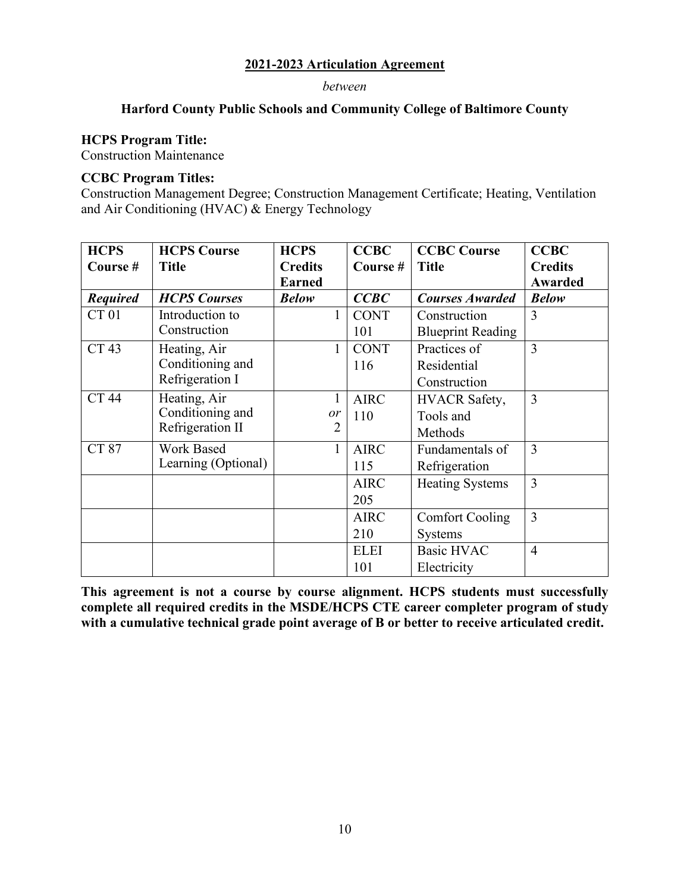**2021-2023 Articulation Agreement**

*between*

**Harford County Public Schools and Community College of Baltimore County**

**HCPS Program Title:**
Construction Maintenance

**CCBC Program Titles:**
Construction Management Degree; Construction Management Certificate; Heating, Ventilation and Air Conditioning (HVAC) & Energy Technology

| HCPS Course # | HCPS Course Title | HCPS Credits Earned | CCBC Course # | CCBC Course Title | CCBC Credits Awarded |
|---|---|---|---|---|---|
| ***Required*** | ***HCPS Courses*** | ***Below*** | ***CCBC*** | ***Courses Awarded*** | ***Below*** |
| CT 01 | Introduction to Construction | 1 | CONT 101 | Construction Blueprint Reading | 3 |
| CT 43 | Heating, Air Conditioning and Refrigeration I | 1 | CONT 116 | Practices of Residential Construction | 3 |
| CT 44 | Heating, Air Conditioning and Refrigeration II | 1 *or* 2 | AIRC 110 | HVACR Safety, Tools and Methods | 3 |
| CT 87 | Work Based Learning (Optional) | 1 | AIRC 115 | Fundamentals of Refrigeration | 3 |
| | | | AIRC 205 | Heating Systems | 3 |
| | | | AIRC 210 | Comfort Cooling Systems | 3 |
| | | | ELEI 101 | Basic HVAC Electricity | 4 |

**This agreement is not a course by course alignment. HCPS students must successfully complete all required credits in the MSDE/HCPS CTE career completer program of study with a cumulative technical grade point average of B or better to receive articulated credit.**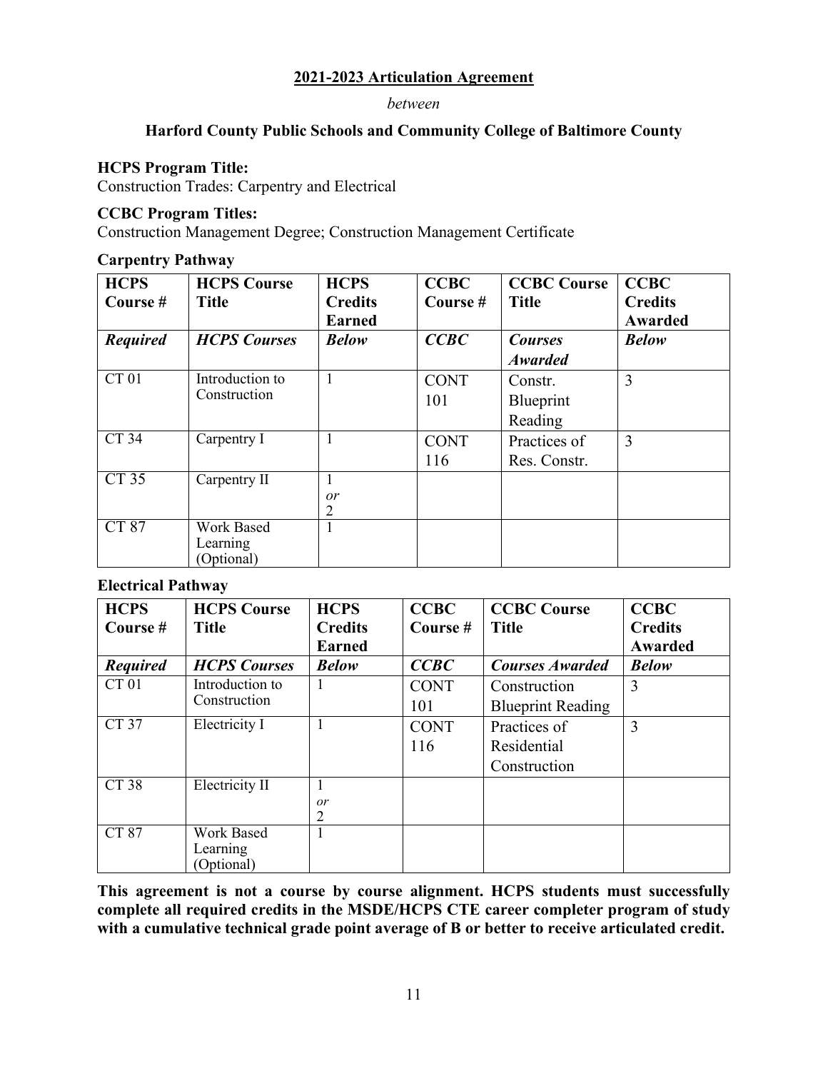**2021-2023 Articulation Agreement**

*between*

**Harford County Public Schools and Community College of Baltimore County**

**HCPS Program Title:**

Construction Trades: Carpentry and Electrical

**CCBC Program Titles:**

Construction Management Degree; Construction Management Certificate

**Carpentry Pathway**

| HCPS Course # | HCPS Course Title | HCPS Credits Earned | CCBC Course # | CCBC Course Title | CCBC Credits Awarded |
|---|---|---|---|---|---|
| ***Required*** | ***HCPS Courses*** | ***Below*** | ***CCBC*** | ***Courses Awarded*** | ***Below*** |
| CT 01 | Introduction to Construction | 1 | CONT 101 | Constr. Blueprint Reading | 3 |
| CT 34 | Carpentry I | 1 | CONT 116 | Practices of Res. Constr. | 3 |
| CT 35 | Carpentry II | 1 *or* 2 | | | |
| CT 87 | Work Based Learning (Optional) | 1 | | | |

**Electrical Pathway**

| HCPS Course # | HCPS Course Title | HCPS Credits Earned | CCBC Course # | CCBC Course Title | CCBC Credits Awarded |
|---|---|---|---|---|---|
| ***Required*** | ***HCPS Courses*** | ***Below*** | ***CCBC*** | ***Courses Awarded*** | ***Below*** |
| CT 01 | Introduction to Construction | 1 | CONT 101 | Construction Blueprint Reading | 3 |
| CT 37 | Electricity I | 1 | CONT 116 | Practices of Residential Construction | 3 |
| CT 38 | Electricity II | 1 *or* 2 | | | |
| CT 87 | Work Based Learning (Optional) | 1 | | | |

**This agreement is not a course by course alignment. HCPS students must successfully complete all required credits in the MSDE/HCPS CTE career completer program of study with a cumulative technical grade point average of B or better to receive articulated credit.**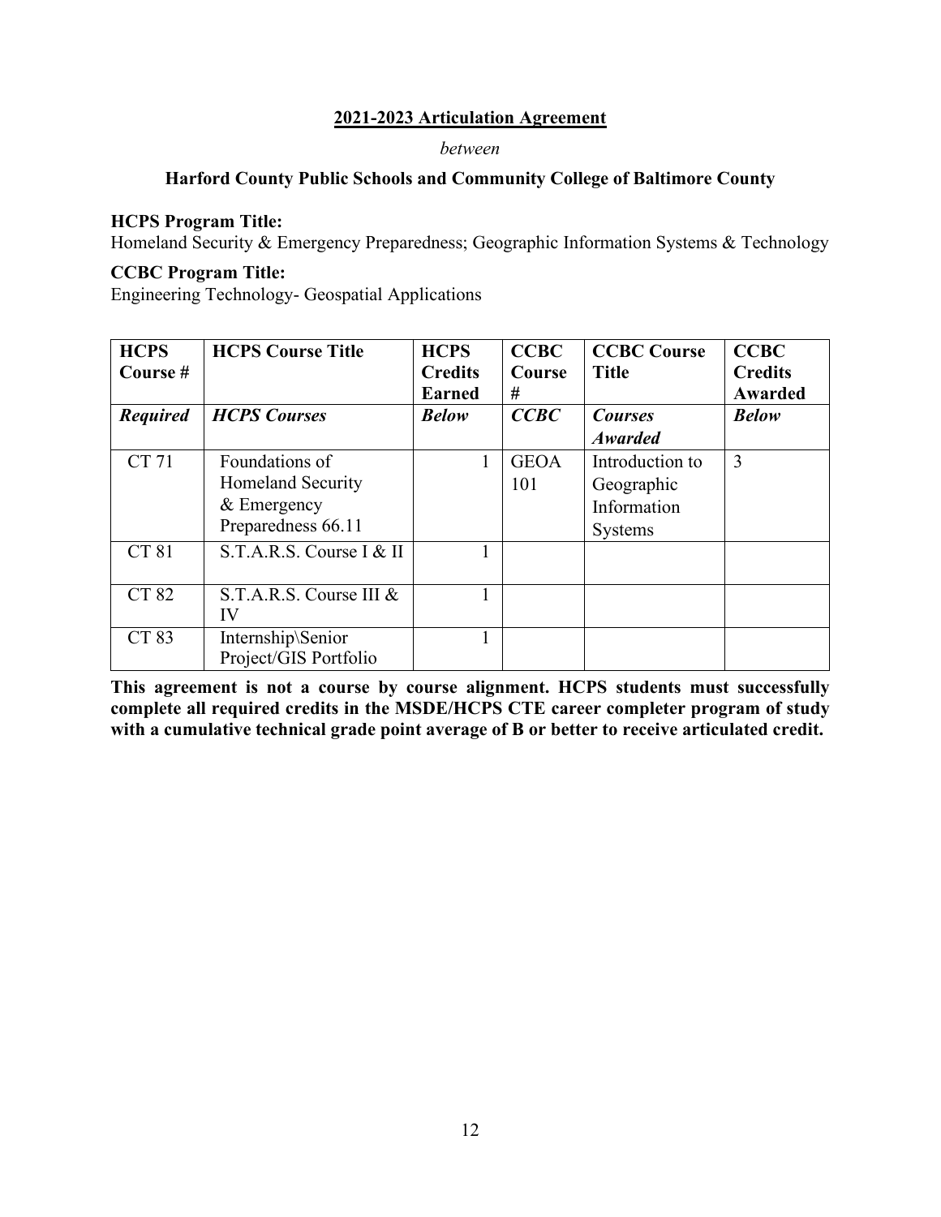**2021-2023 Articulation Agreement**

*between*

**Harford County Public Schools and Community College of Baltimore County**

**HCPS Program Title:**
Homeland Security & Emergency Preparedness; Geographic Information Systems & Technology

**CCBC Program Title:**
Engineering Technology- Geospatial Applications

| HCPS Course # | HCPS Course Title | HCPS Credits Earned | CCBC Course # | CCBC Course Title | CCBC Credits Awarded |
|---|---|---|---|---|---|
| ***Required*** | ***HCPS Courses*** | ***Below*** | ***CCBC*** | ***Courses Awarded*** | ***Below*** |
| CT 71 | Foundations of Homeland Security & Emergency Preparedness 66.11 | 1 | GEOA 101 | Introduction to Geographic Information Systems | 3 |
| CT 81 | S.T.A.R.S. Course I & II | 1 | | | |
| CT 82 | S.T.A.R.S. Course III & IV | 1 | | | |
| CT 83 | Internship\Senior Project/GIS Portfolio | 1 | | | |

**This agreement is not a course by course alignment. HCPS students must successfully complete all required credits in the MSDE/HCPS CTE career completer program of study with a cumulative technical grade point average of B or better to receive articulated credit.**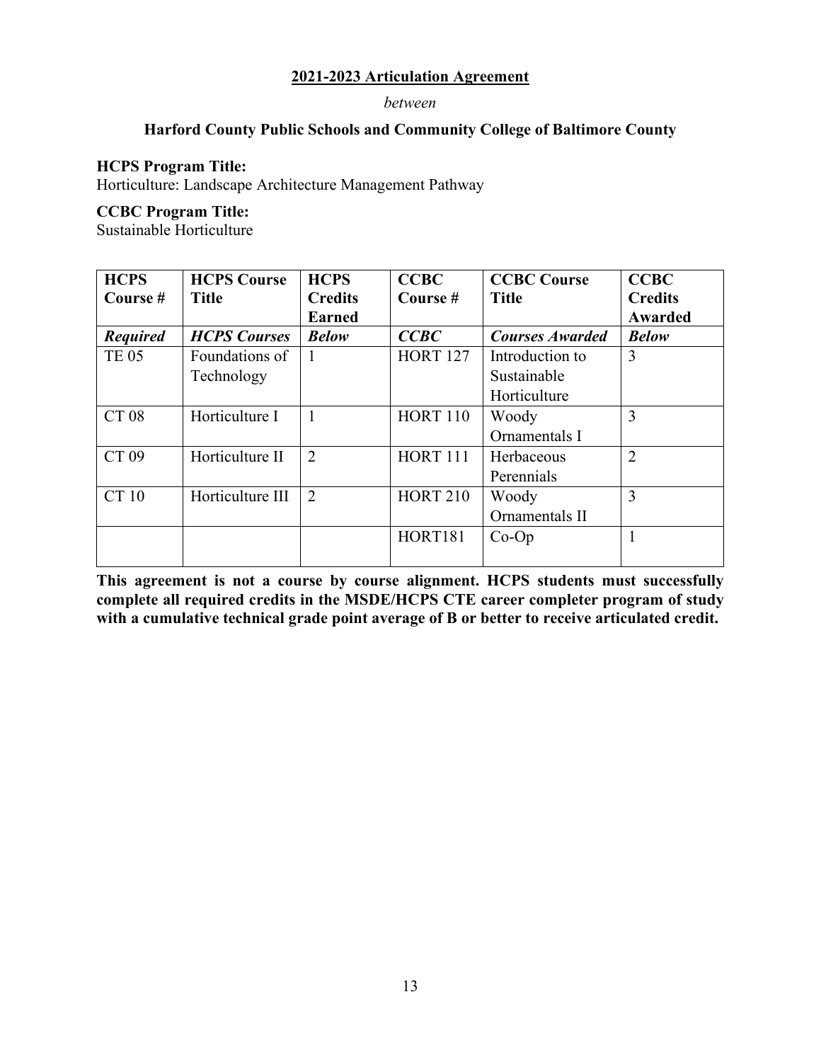**2021-2023 Articulation Agreement**

*between*

**Harford County Public Schools and Community College of Baltimore County**

**HCPS Program Title:**
Horticulture: Landscape Architecture Management Pathway

**CCBC Program Title:**
Sustainable Horticulture

| HCPS Course # | HCPS Course Title | HCPS Credits Earned | CCBC Course # | CCBC Course Title | CCBC Credits Awarded |
|---|---|---|---|---|---|
| ***Required*** | ***HCPS Courses*** | ***Below*** | ***CCBC*** | ***Courses Awarded*** | ***Below*** |
| TE 05 | Foundations of Technology | 1 | HORT 127 | Introduction to Sustainable Horticulture | 3 |
| CT 08 | Horticulture I | 1 | HORT 110 | Woody Ornamentals I | 3 |
| CT 09 | Horticulture II | 2 | HORT 111 | Herbaceous Perennials | 2 |
| CT 10 | Horticulture III | 2 | HORT 210 | Woody Ornamentals II | 3 |
| | | | HORT181 | Co-Op | 1 |

**This agreement is not a course by course alignment. HCPS students must successfully complete all required credits in the MSDE/HCPS CTE career completer program of study with a cumulative technical grade point average of B or better to receive articulated credit.**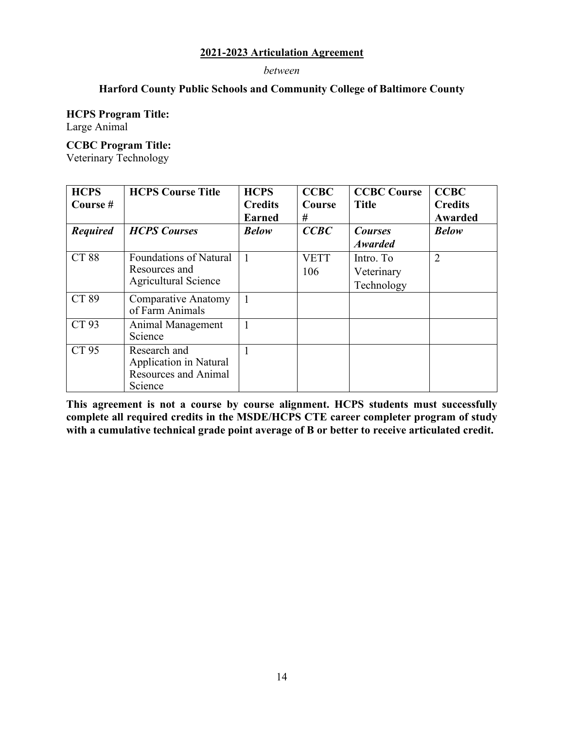**2021-2023 Articulation Agreement**

*between*

**Harford County Public Schools and Community College of Baltimore County**

**HCPS Program Title:**
Large Animal

**CCBC Program Title:**
Veterinary Technology

| HCPS Course # | HCPS Course Title | HCPS Credits Earned | CCBC Course # | CCBC Course Title | CCBC Credits Awarded |
|---|---|---|---|---|---|
| ***Required*** | ***HCPS Courses*** | ***Below*** | ***CCBC*** | ***Courses Awarded*** | ***Below*** |
| CT 88 | Foundations of Natural Resources and Agricultural Science | 1 | VETT 106 | Intro. To Veterinary Technology | 2 |
| CT 89 | Comparative Anatomy of Farm Animals | 1 | | | |
| CT 93 | Animal Management Science | 1 | | | |
| CT 95 | Research and Application in Natural Resources and Animal Science | 1 | | | |

**This agreement is not a course by course alignment. HCPS students must successfully complete all required credits in the MSDE/HCPS CTE career completer program of study with a cumulative technical grade point average of B or better to receive articulated credit.**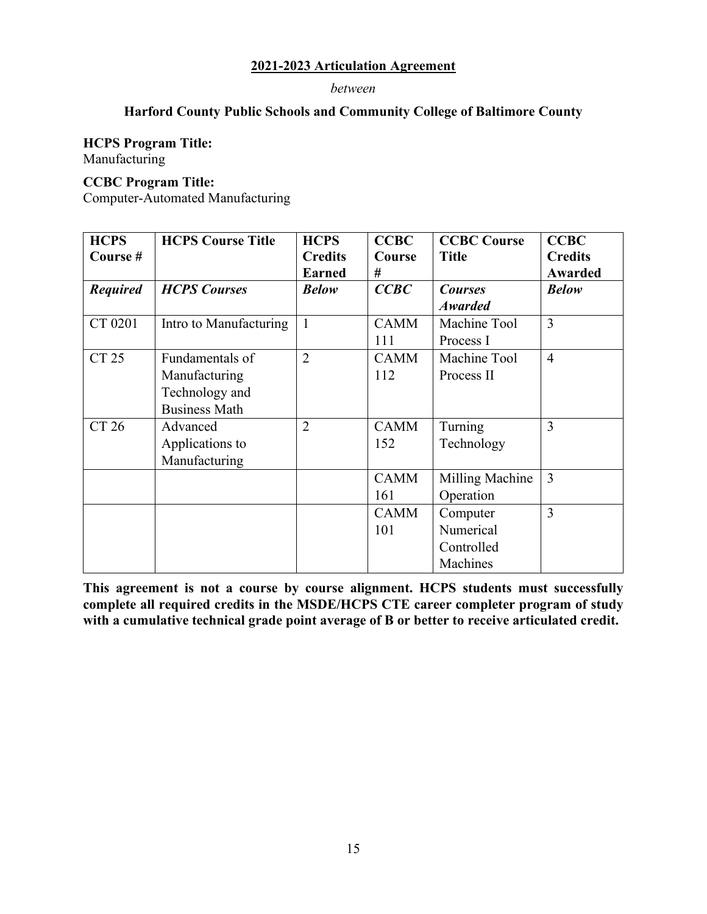**2021-2023 Articulation Agreement**

*between*

**Harford County Public Schools and Community College of Baltimore County**

**HCPS Program Title:**
Manufacturing

**CCBC Program Title:**
Computer-Automated Manufacturing

| HCPS Course # | HCPS Course Title | HCPS Credits Earned | CCBC Course # | CCBC Course Title | CCBC Credits Awarded |
|---|---|---|---|---|---|
| ***Required*** | ***HCPS Courses*** | ***Below*** | ***CCBC*** | ***Courses Awarded*** | ***Below*** |
| CT 0201 | Intro to Manufacturing | 1 | CAMM 111 | Machine Tool Process I | 3 |
| CT 25 | Fundamentals of Manufacturing Technology and Business Math | 2 | CAMM 112 | Machine Tool Process II | 4 |
| CT 26 | Advanced Applications to Manufacturing | 2 | CAMM 152 | Turning Technology | 3 |
| | | | CAMM 161 | Milling Machine Operation | 3 |
| | | | CAMM 101 | Computer Numerical Controlled Machines | 3 |

**This agreement is not a course by course alignment. HCPS students must successfully complete all required credits in the MSDE/HCPS CTE career completer program of study with a cumulative technical grade point average of B or better to receive articulated credit.**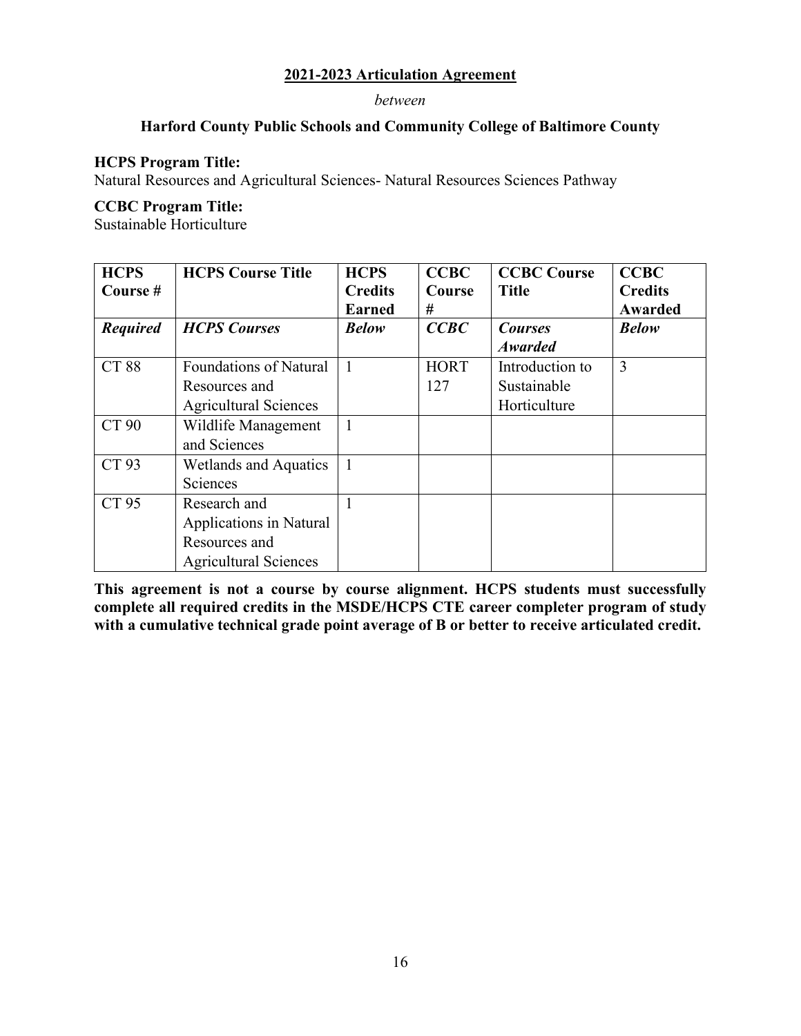**2021-2023 Articulation Agreement**

*between*

**Harford County Public Schools and Community College of Baltimore County**

**HCPS Program Title:**
Natural Resources and Agricultural Sciences- Natural Resources Sciences Pathway

**CCBC Program Title:**
Sustainable Horticulture

| HCPS Course # | HCPS Course Title | HCPS Credits Earned | CCBC Course # | CCBC Course Title | CCBC Credits Awarded |
|---|---|---|---|---|---|
| ***Required*** | ***HCPS Courses*** | ***Below*** | ***CCBC*** | ***Courses Awarded*** | ***Below*** |
| CT 88 | Foundations of Natural Resources and Agricultural Sciences | 1 | HORT 127 | Introduction to Sustainable Horticulture | 3 |
| CT 90 | Wildlife Management and Sciences | 1 | | | |
| CT 93 | Wetlands and Aquatics Sciences | 1 | | | |
| CT 95 | Research and Applications in Natural Resources and Agricultural Sciences | 1 | | | |

**This agreement is not a course by course alignment. HCPS students must successfully complete all required credits in the MSDE/HCPS CTE career completer program of study with a cumulative technical grade point average of B or better to receive articulated credit.**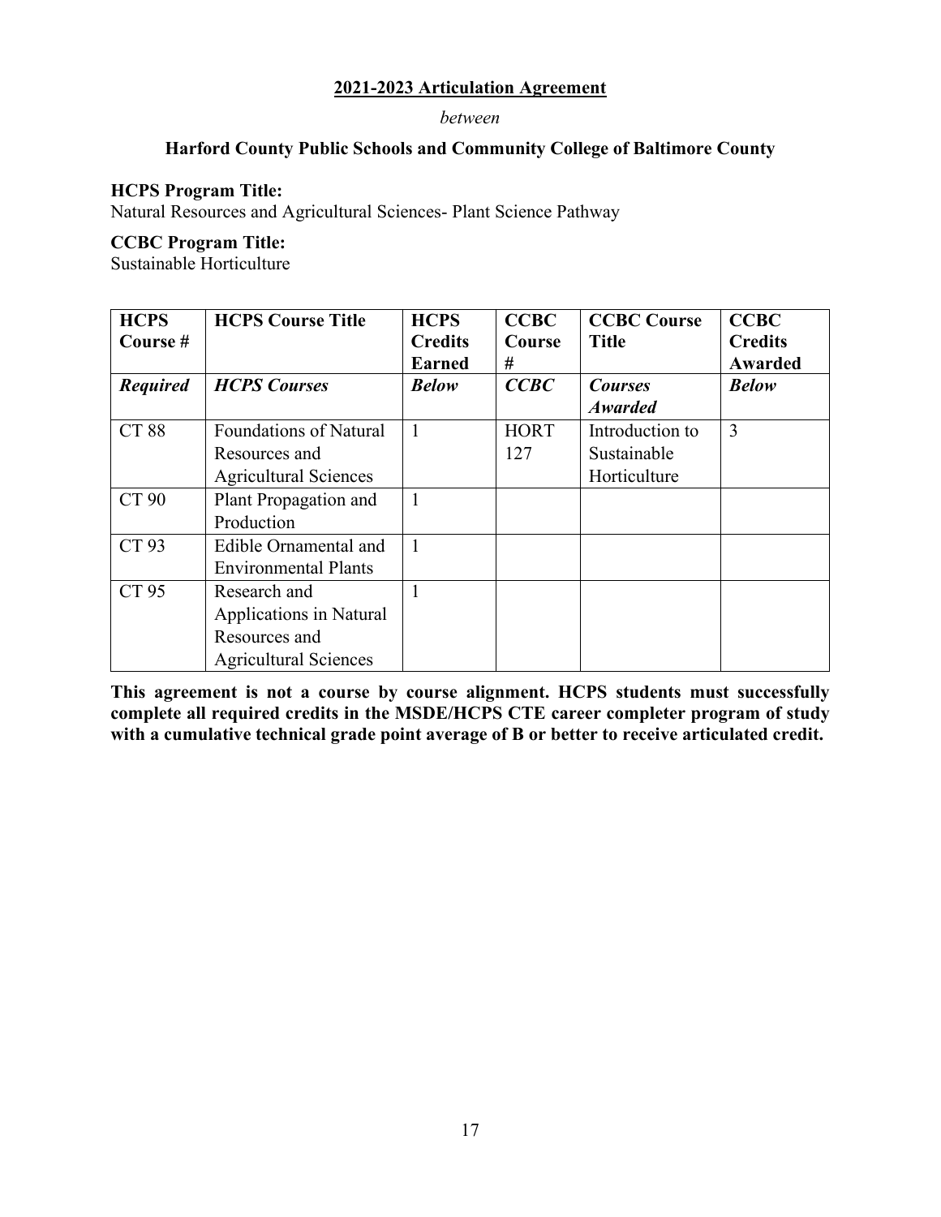**2021-2023 Articulation Agreement**

*between*

**Harford County Public Schools and Community College of Baltimore County**

**HCPS Program Title:**
Natural Resources and Agricultural Sciences- Plant Science Pathway

**CCBC Program Title:**
Sustainable Horticulture

| HCPS Course # | HCPS Course Title | HCPS Credits Earned | CCBC Course # | CCBC Course Title | CCBC Credits Awarded |
|---|---|---|---|---|---|
| ***Required*** | ***HCPS Courses*** | ***Below*** | ***CCBC*** | ***Courses Awarded*** | ***Below*** |
| CT 88 | Foundations of Natural Resources and Agricultural Sciences | 1 | HORT 127 | Introduction to Sustainable Horticulture | 3 |
| CT 90 | Plant Propagation and Production | 1 | | | |
| CT 93 | Edible Ornamental and Environmental Plants | 1 | | | |
| CT 95 | Research and Applications in Natural Resources and Agricultural Sciences | 1 | | | |

**This agreement is not a course by course alignment. HCPS students must successfully complete all required credits in the MSDE/HCPS CTE career completer program of study with a cumulative technical grade point average of B or better to receive articulated credit.**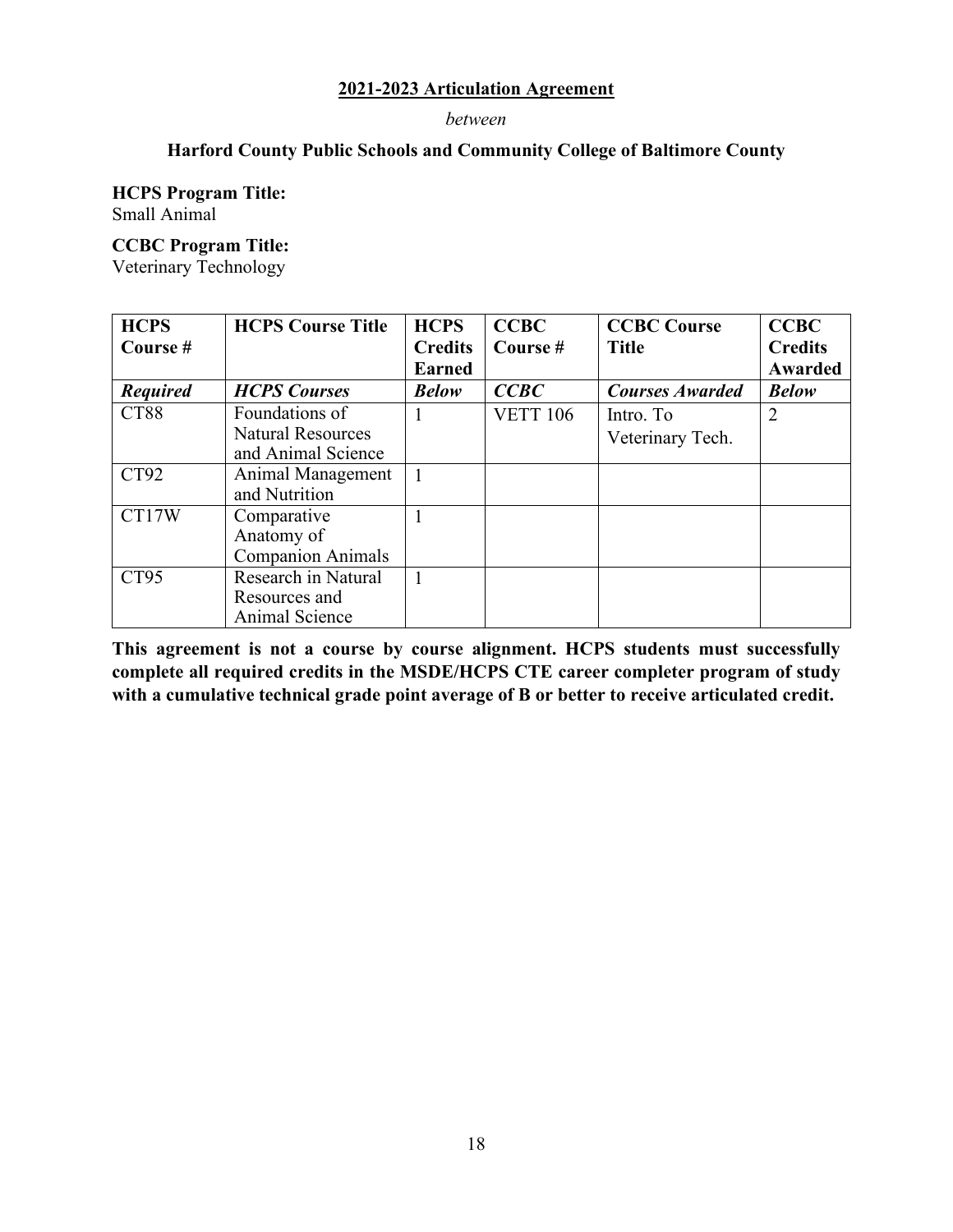**2021-2023 Articulation Agreement**

*between*

**Harford County Public Schools and Community College of Baltimore County**

**HCPS Program Title:**
Small Animal

**CCBC Program Title:**
Veterinary Technology

| HCPS Course # | HCPS Course Title | HCPS Credits Earned | CCBC Course # | CCBC Course Title | CCBC Credits Awarded |
|---|---|---|---|---|---|
| ***Required*** | ***HCPS Courses*** | ***Below*** | ***CCBC*** | ***Courses Awarded*** | ***Below*** |
| CT88 | Foundations of Natural Resources and Animal Science | 1 | VETT 106 | Intro. To Veterinary Tech. | 2 |
| CT92 | Animal Management and Nutrition | 1 | | | |
| CT17W | Comparative Anatomy of Companion Animals | 1 | | | |
| CT95 | Research in Natural Resources and Animal Science | 1 | | | |

**This agreement is not a course by course alignment. HCPS students must successfully complete all required credits in the MSDE/HCPS CTE career completer program of study with a cumulative technical grade point average of B or better to receive articulated credit.**